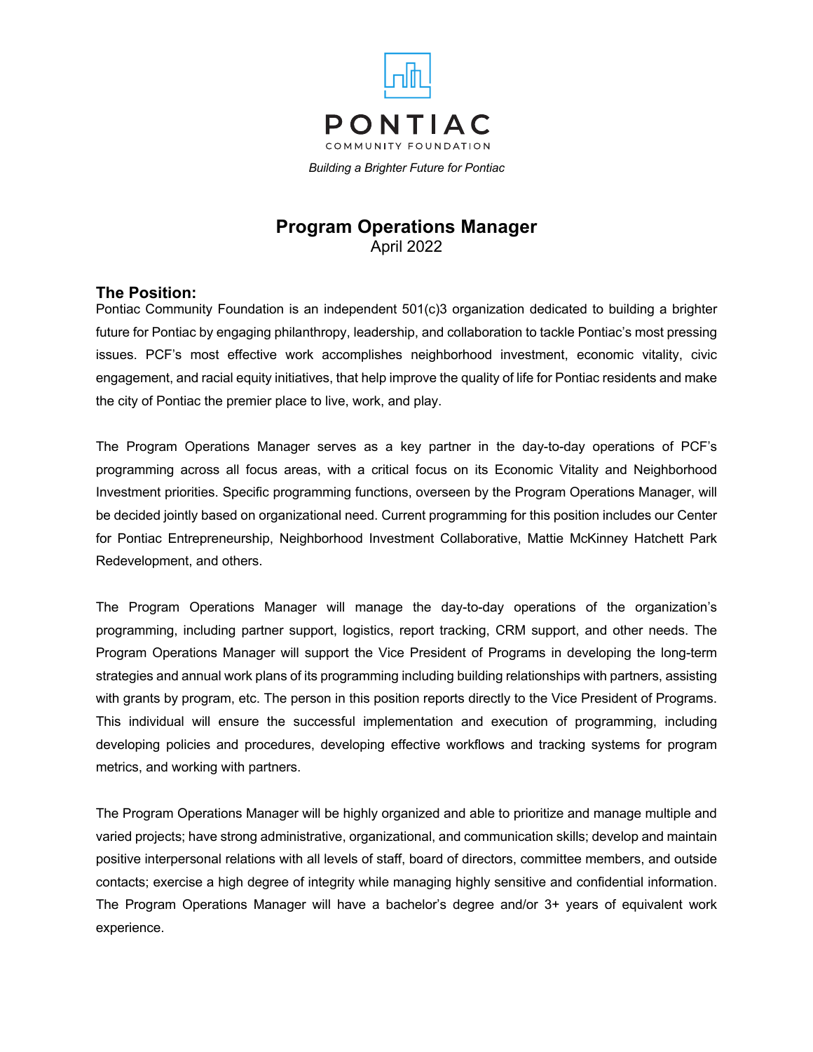PONTIAC

COMMUNITY FOUNDATION

*Building a Brighter Future for Pontiac*

# Program Operations Manager

April 2022

## The Position:

Pontiac Community Foundation is an independent 501(c)3 organization dedicated to building a brighter future for Pontiac by engaging philanthropy, leadership, and collaboration to tackle Pontiac's most pressing issues. PCF's most effective work accomplishes neighborhood investment, economic vitality, civic engagement, and racial equity initiatives, that help improve the quality of life for Pontiac residents and make the city of Pontiac the premier place to live, work, and play.

The Program Operations Manager serves as a key partner in the day-to-day operations of PCF's programming across all focus areas, with a critical focus on its Economic Vitality and Neighborhood Investment priorities. Specific programming functions, overseen by the Program Operations Manager, will be decided jointly based on organizational need. Current programming for this position includes our Center for Pontiac Entrepreneurship, Neighborhood Investment Collaborative, Mattie McKinney Hatchett Park Redevelopment, and others.

The Program Operations Manager will manage the day-to-day operations of the organization's programming, including partner support, logistics, report tracking, CRM support, and other needs. The Program Operations Manager will support the Vice President of Programs in developing the long-term strategies and annual work plans of its programming including building relationships with partners, assisting with grants by program, etc. The person in this position reports directly to the Vice President of Programs. This individual will ensure the successful implementation and execution of programming, including developing policies and procedures, developing effective workflows and tracking systems for program metrics, and working with partners.

The Program Operations Manager will be highly organized and able to prioritize and manage multiple and varied projects; have strong administrative, organizational, and communication skills; develop and maintain positive interpersonal relations with all levels of staff, board of directors, committee members, and outside contacts; exercise a high degree of integrity while managing highly sensitive and confidential information. The Program Operations Manager will have a bachelor's degree and/or 3+ years of equivalent work experience.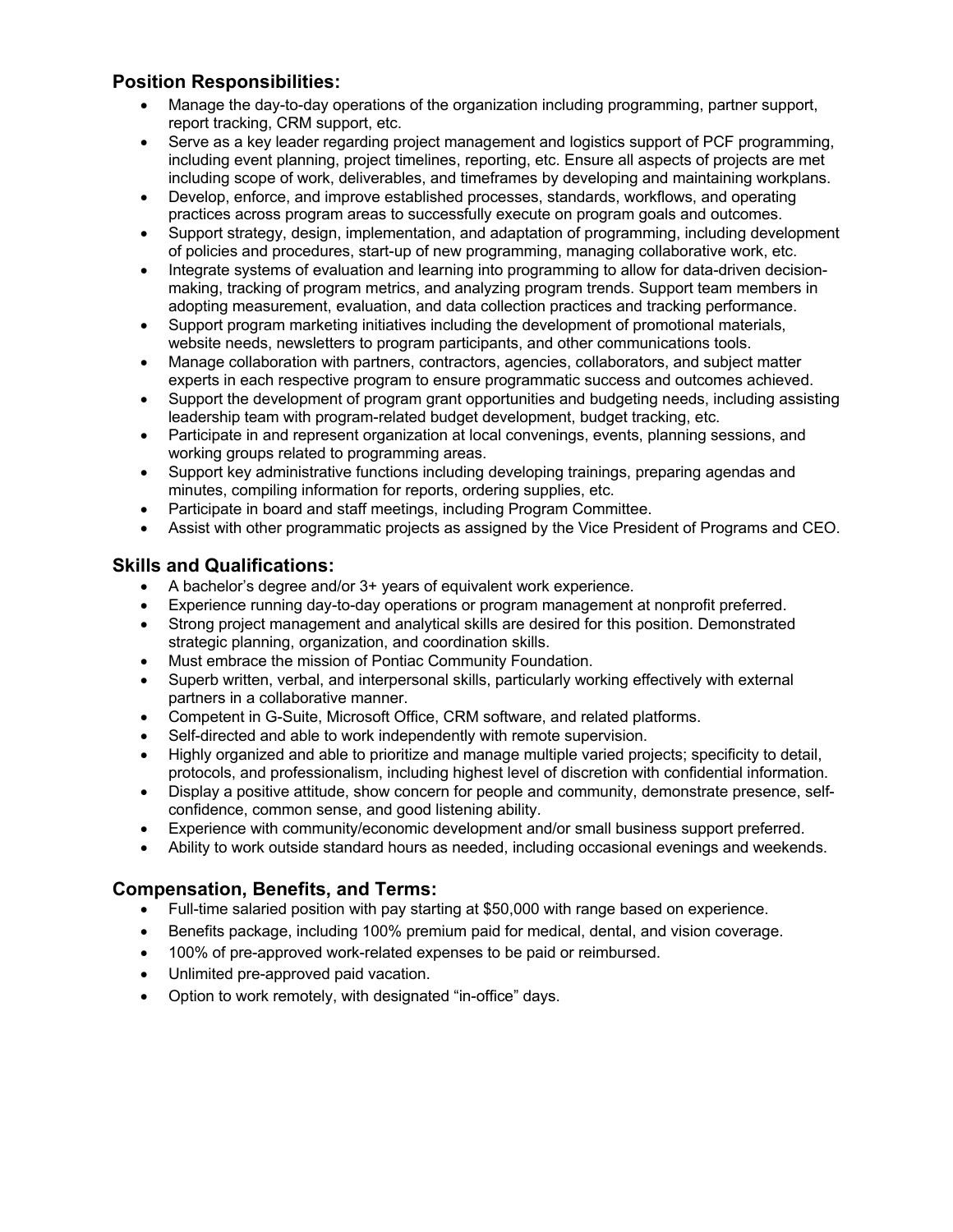## Position Responsibilities:

- Manage the day-to-day operations of the organization including programming, partner support, report tracking, CRM support, etc.
- Serve as a key leader regarding project management and logistics support of PCF programming, including event planning, project timelines, reporting, etc. Ensure all aspects of projects are met including scope of work, deliverables, and timeframes by developing and maintaining workplans.
- Develop, enforce, and improve established processes, standards, workflows, and operating practices across program areas to successfully execute on program goals and outcomes.
- Support strategy, design, implementation, and adaptation of programming, including development of policies and procedures, start-up of new programming, managing collaborative work, etc.
- Integrate systems of evaluation and learning into programming to allow for data-driven decision-making, tracking of program metrics, and analyzing program trends. Support team members in adopting measurement, evaluation, and data collection practices and tracking performance.
- Support program marketing initiatives including the development of promotional materials, website needs, newsletters to program participants, and other communications tools.
- Manage collaboration with partners, contractors, agencies, collaborators, and subject matter experts in each respective program to ensure programmatic success and outcomes achieved.
- Support the development of program grant opportunities and budgeting needs, including assisting leadership team with program-related budget development, budget tracking, etc.
- Participate in and represent organization at local convenings, events, planning sessions, and working groups related to programming areas.
- Support key administrative functions including developing trainings, preparing agendas and minutes, compiling information for reports, ordering supplies, etc.
- Participate in board and staff meetings, including Program Committee.
- Assist with other programmatic projects as assigned by the Vice President of Programs and CEO.

## Skills and Qualifications:

- A bachelor's degree and/or 3+ years of equivalent work experience.
- Experience running day-to-day operations or program management at nonprofit preferred.
- Strong project management and analytical skills are desired for this position. Demonstrated strategic planning, organization, and coordination skills.
- Must embrace the mission of Pontiac Community Foundation.
- Superb written, verbal, and interpersonal skills, particularly working effectively with external partners in a collaborative manner.
- Competent in G-Suite, Microsoft Office, CRM software, and related platforms.
- Self-directed and able to work independently with remote supervision.
- Highly organized and able to prioritize and manage multiple varied projects; specificity to detail, protocols, and professionalism, including highest level of discretion with confidential information.
- Display a positive attitude, show concern for people and community, demonstrate presence, self-confidence, common sense, and good listening ability.
- Experience with community/economic development and/or small business support preferred.
- Ability to work outside standard hours as needed, including occasional evenings and weekends.

## Compensation, Benefits, and Terms:

- Full-time salaried position with pay starting at $50,000 with range based on experience.
- Benefits package, including 100% premium paid for medical, dental, and vision coverage.
- 100% of pre-approved work-related expenses to be paid or reimbursed.
- Unlimited pre-approved paid vacation.
- Option to work remotely, with designated "in-office" days.